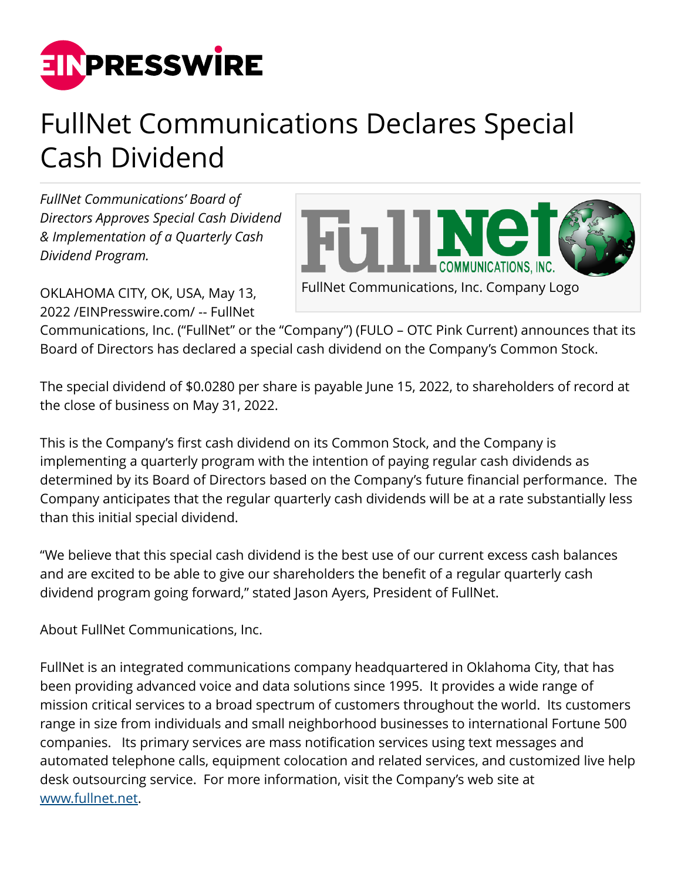# FullNet Communications Declares Special Cash Dividend

*FullNet Communications' Board of Directors Approves Special Cash Dividend & Implementation of a Quarterly Cash Dividend Program.*

FullNet Communications, Inc. Company Logo

OKLAHOMA CITY, OK, USA, May 13, 2022 /EINPresswire.com/ -- FullNet Communications, Inc. ("FullNet" or the "Company") (FULO – OTC Pink Current) announces that its Board of Directors has declared a special cash dividend on the Company's Common Stock.

The special dividend of $0.0280 per share is payable June 15, 2022, to shareholders of record at the close of business on May 31, 2022.

This is the Company's first cash dividend on its Common Stock, and the Company is implementing a quarterly program with the intention of paying regular cash dividends as determined by its Board of Directors based on the Company's future financial performance. The Company anticipates that the regular quarterly cash dividends will be at a rate substantially less than this initial special dividend.

"We believe that this special cash dividend is the best use of our current excess cash balances and are excited to be able to give our shareholders the benefit of a regular quarterly cash dividend program going forward," stated Jason Ayers, President of FullNet.

About FullNet Communications, Inc.

FullNet is an integrated communications company headquartered in Oklahoma City, that has been providing advanced voice and data solutions since 1995. It provides a wide range of mission critical services to a broad spectrum of customers throughout the world. Its customers range in size from individuals and small neighborhood businesses to international Fortune 500 companies. Its primary services are mass notification services using text messages and automated telephone calls, equipment colocation and related services, and customized live help desk outsourcing service. For more information, visit the Company's web site at www.fullnet.net.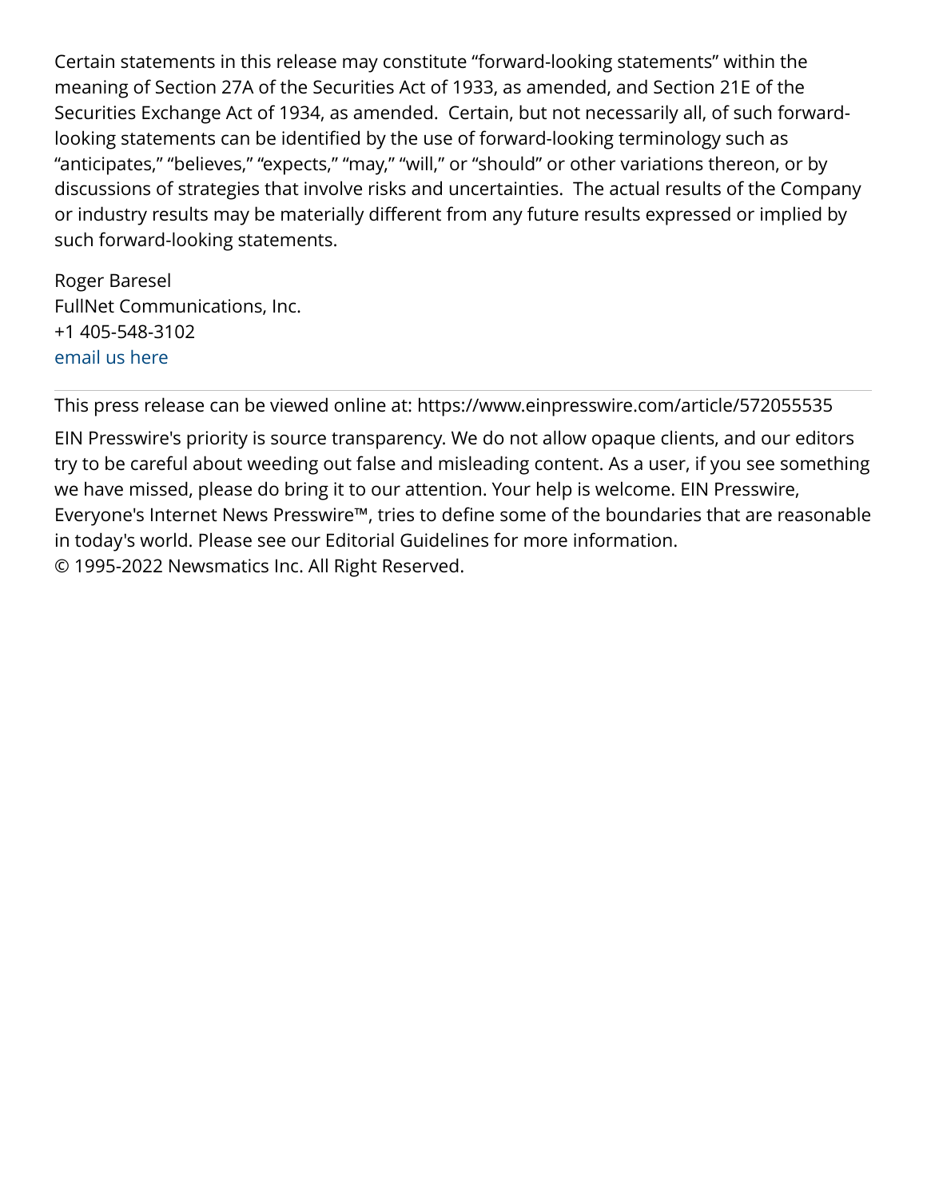Certain statements in this release may constitute “forward-looking statements” within the meaning of Section 27A of the Securities Act of 1933, as amended, and Section 21E of the Securities Exchange Act of 1934, as amended. Certain, but not necessarily all, of such forward-looking statements can be identified by the use of forward-looking terminology such as “anticipates,” “believes,” “expects,” “may,” “will,” or “should” or other variations thereon, or by discussions of strategies that involve risks and uncertainties. The actual results of the Company or industry results may be materially different from any future results expressed or implied by such forward-looking statements.

Roger Baresel
FullNet Communications, Inc.
+1 405-548-3102
email us here

---

This press release can be viewed online at: https://www.einpresswire.com/article/572055535

EIN Presswire's priority is source transparency. We do not allow opaque clients, and our editors try to be careful about weeding out false and misleading content. As a user, if you see something we have missed, please do bring it to our attention. Your help is welcome. EIN Presswire, Everyone's Internet News Presswire™, tries to define some of the boundaries that are reasonable in today's world. Please see our Editorial Guidelines for more information.
© 1995-2022 Newsmatics Inc. All Right Reserved.